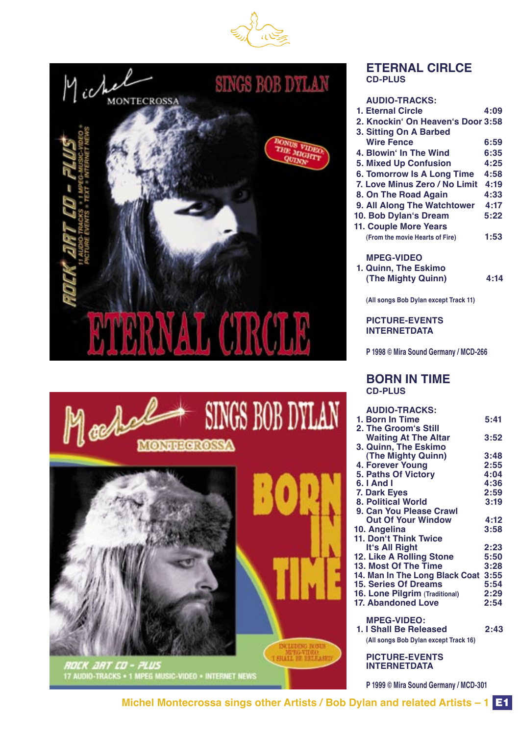## ETERNAL CIRLCE
**CD-PLUS**

**AUDIO-TRACKS:**

1. Eternal Circle 4:09
2. Knockin' On Heaven's Door 3:58
3. Sitting On A Barbed Wire Fence 6:59
4. Blowin' In The Wind 6:35
5. Mixed Up Confusion 4:25
6. Tomorrow Is A Long Time 4:58
7. Love Minus Zero / No Limit 4:19
8. On The Road Again 4:33
9. All Along The Watchtower 4:17
10. Bob Dylan's Dream 5:22
11. Couple More Years (From the movie Hearts of Fire) 1:53

**MPEG-VIDEO**

1. Quinn, The Eskimo (The Mighty Quinn) 4:14

(All songs Bob Dylan except Track 11)

**PICTURE-EVENTS**
**INTERNETDATA**

P 1998 © Mira Sound Germany / MCD-266

## BORN IN TIME
**CD-PLUS**

**AUDIO-TRACKS:**

1. Born In Time 5:41
2. The Groom's Still Waiting At The Altar 3:52
3. Quinn, The Eskimo (The Mighty Quinn) 3:48
4. Forever Young 2:55
5. Paths Of Victory 4:04
6. I And I 4:36
7. Dark Eyes 2:59
8. Political World 3:19
9. Can You Please Crawl Out Of Your Window 4:12
10. Angelina 3:58
11. Don't Think Twice It's All Right 2:23
12. Like A Rolling Stone 5:50
13. Most Of The Time 3:28
14. Man In The Long Black Coat 3:55
15. Series Of Dreams 5:54
16. Lone Pilgrim (Traditional) 2:29
17. Abandoned Love 2:54

**MPEG-VIDEO:**

1. I Shall Be Released 2:43

(All songs Bob Dylan except Track 16)

**PICTURE-EVENTS**
**INTERNETDATA**

P 1999 © Mira Sound Germany / MCD-301

Michel Montecrossa sings other Artists / Bob Dylan and related Artists – 1 **E1**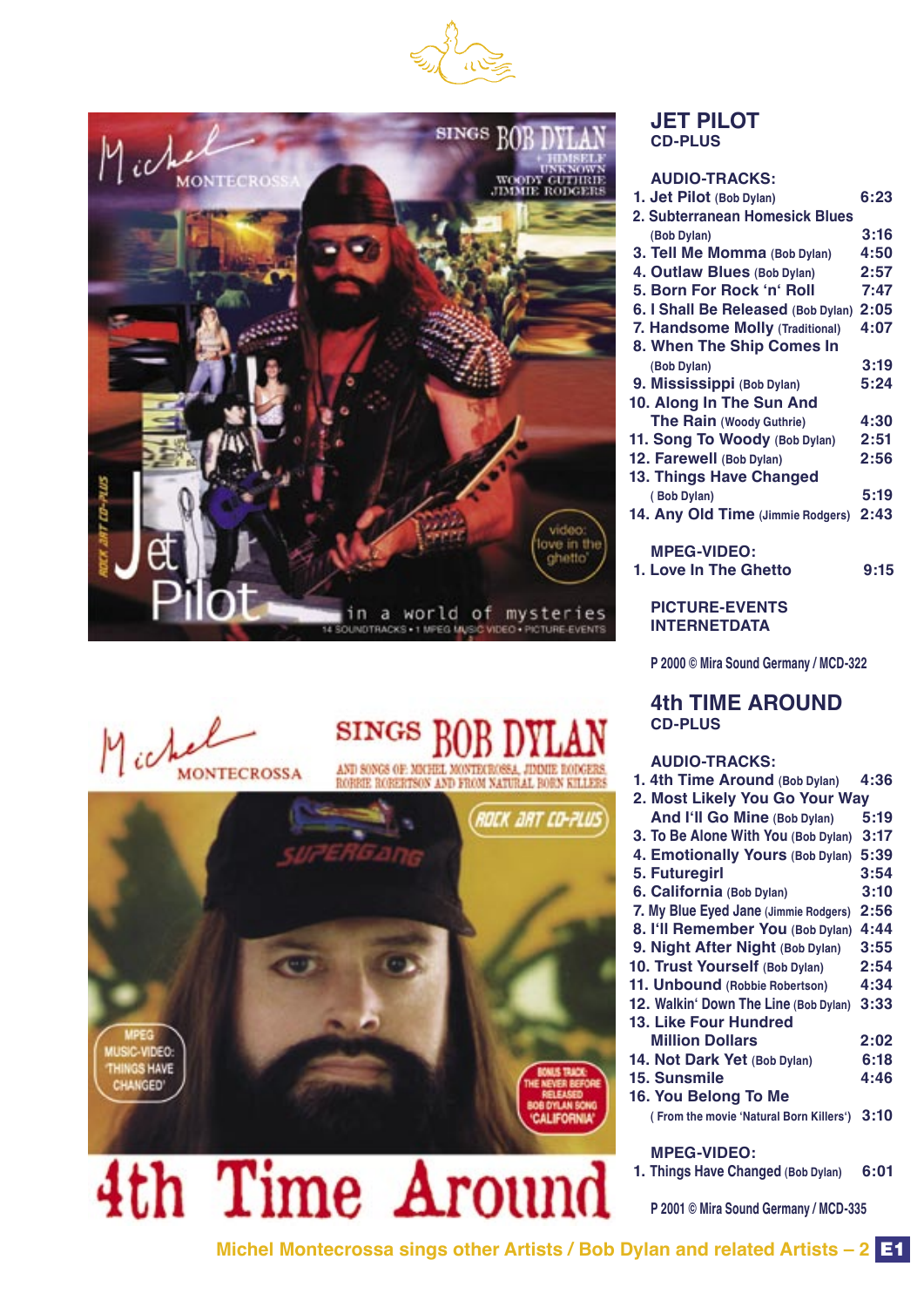## JET PILOT
**CD-PLUS**

**AUDIO-TRACKS:**

1. **Jet Pilot** (Bob Dylan) 6:23
2. **Subterranean Homesick Blues** (Bob Dylan) 3:16
3. **Tell Me Momma** (Bob Dylan) 4:50
4. **Outlaw Blues** (Bob Dylan) 2:57
5. **Born For Rock 'n' Roll** 7:47
6. **I Shall Be Released** (Bob Dylan) 2:05
7. **Handsome Molly** (Traditional) 4:07
8. **When The Ship Comes In** (Bob Dylan) 3:19
9. **Mississippi** (Bob Dylan) 5:24
10. **Along In The Sun And The Rain** (Woody Guthrie) 4:30
11. **Song To Woody** (Bob Dylan) 2:51
12. **Farewell** (Bob Dylan) 2:56
13. **Things Have Changed** ( Bob Dylan) 5:19
14. **Any Old Time** (Jimmie Rodgers) 2:43

**MPEG-VIDEO:**

1. **Love In The Ghetto** 9:15

**PICTURE-EVENTS**
**INTERNETDATA**

P 2000 © Mira Sound Germany / MCD-322

## 4th TIME AROUND
**CD-PLUS**

**AUDIO-TRACKS:**

1. **4th Time Around** (Bob Dylan) 4:36
2. **Most Likely You Go Your Way And I'll Go Mine** (Bob Dylan) 5:19
3. **To Be Alone With You** (Bob Dylan) 3:17
4. **Emotionally Yours** (Bob Dylan) 5:39
5. **Futuregirl** 3:54
6. **California** (Bob Dylan) 3:10
7. **My Blue Eyed Jane** (Jimmie Rodgers) 2:56
8. **I'll Remember You** (Bob Dylan) 4:44
9. **Night After Night** (Bob Dylan) 3:55
10. **Trust Yourself** (Bob Dylan) 2:54
11. **Unbound** (Robbie Robertson) 4:34
12. **Walkin' Down The Line** (Bob Dylan) 3:33
13. **Like Four Hundred Million Dollars** 2:02
14. **Not Dark Yet** (Bob Dylan) 6:18
15. **Sunsmile** 4:46
16. **You Belong To Me** ( From the movie 'Natural Born Killers') 3:10

**MPEG-VIDEO:**

1. **Things Have Changed** (Bob Dylan) 6:01

P 2001 © Mira Sound Germany / MCD-335

**Michel Montecrossa sings other Artists / Bob Dylan and related Artists – 2**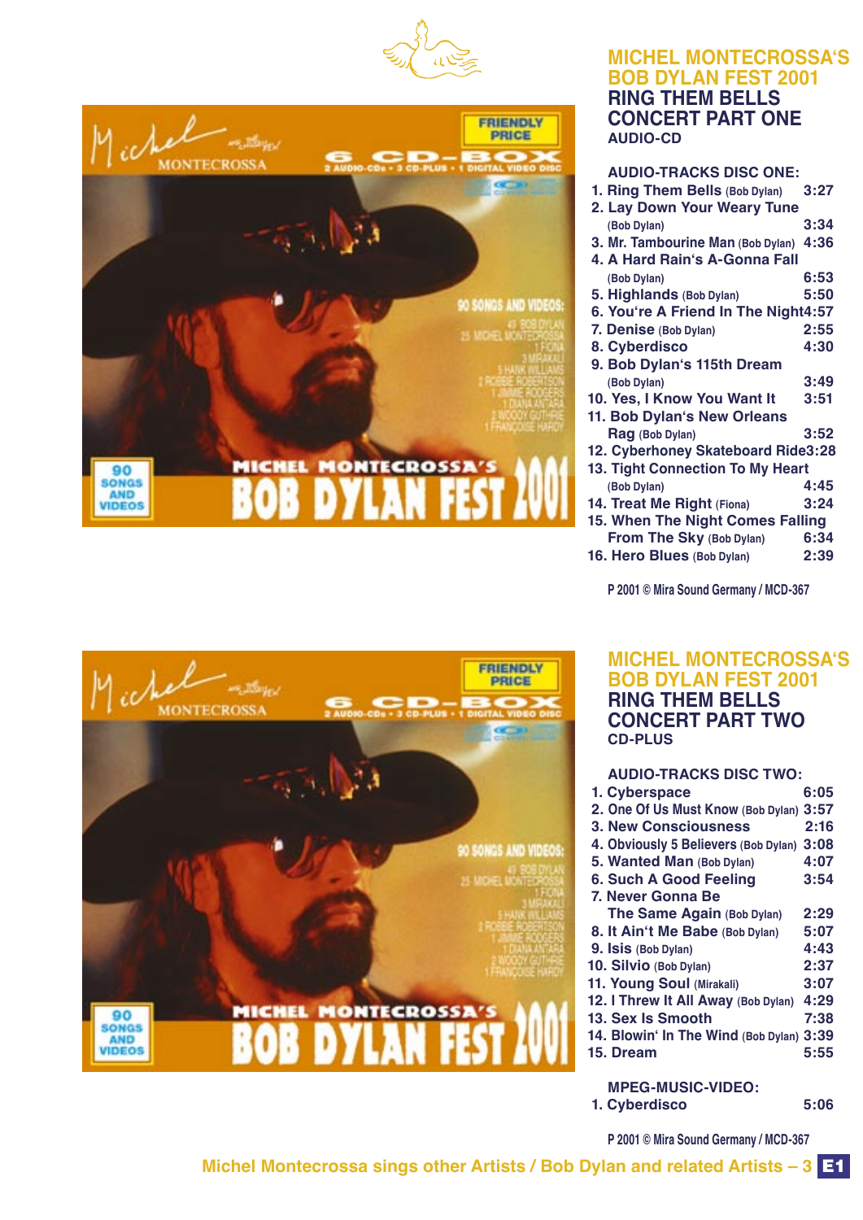## MICHEL MONTECROSSA'S BOB DYLAN FEST 2001
## RING THEM BELLS CONCERT PART ONE
**AUDIO-CD**

**AUDIO-TRACKS DISC ONE:**

1. Ring Them Bells (Bob Dylan) 3:27
2. Lay Down Your Weary Tune (Bob Dylan) 3:34
3. Mr. Tambourine Man (Bob Dylan) 4:36
4. A Hard Rain's A-Gonna Fall (Bob Dylan) 6:53
5. Highlands (Bob Dylan) 5:50
6. You're A Friend In The Night 4:57
7. Denise (Bob Dylan) 2:55
8. Cyberdisco 4:30
9. Bob Dylan's 115th Dream (Bob Dylan) 3:49
10. Yes, I Know You Want It 3:51
11. Bob Dylan's New Orleans Rag (Bob Dylan) 3:52
12. Cyberhoney Skateboard Ride 3:28
13. Tight Connection To My Heart (Bob Dylan) 4:45
14. Treat Me Right (Fiona) 3:24
15. When The Night Comes Falling From The Sky (Bob Dylan) 6:34
16. Hero Blues (Bob Dylan) 2:39

P 2001 © Mira Sound Germany / MCD-367

## MICHEL MONTECROSSA'S BOB DYLAN FEST 2001
## RING THEM BELLS CONCERT PART TWO
**CD-PLUS**

**AUDIO-TRACKS DISC TWO:**

1. Cyberspace 6:05
2. One Of Us Must Know (Bob Dylan) 3:57
3. New Consciousness 2:16
4. Obviously 5 Believers (Bob Dylan) 3:08
5. Wanted Man (Bob Dylan) 4:07
6. Such A Good Feeling 3:54
7. Never Gonna Be The Same Again (Bob Dylan) 2:29
8. It Ain't Me Babe (Bob Dylan) 5:07
9. Isis (Bob Dylan) 4:43
10. Silvio (Bob Dylan) 2:37
11. Young Soul (Mirakali) 3:07
12. I Threw It All Away (Bob Dylan) 4:29
13. Sex Is Smooth 7:38
14. Blowin' In The Wind (Bob Dylan) 3:39
15. Dream 5:55

**MPEG-MUSIC-VIDEO:**

1. Cyberdisco 5:06

P 2001 © Mira Sound Germany / MCD-367

Michel Montecrossa sings other Artists / Bob Dylan and related Artists – 3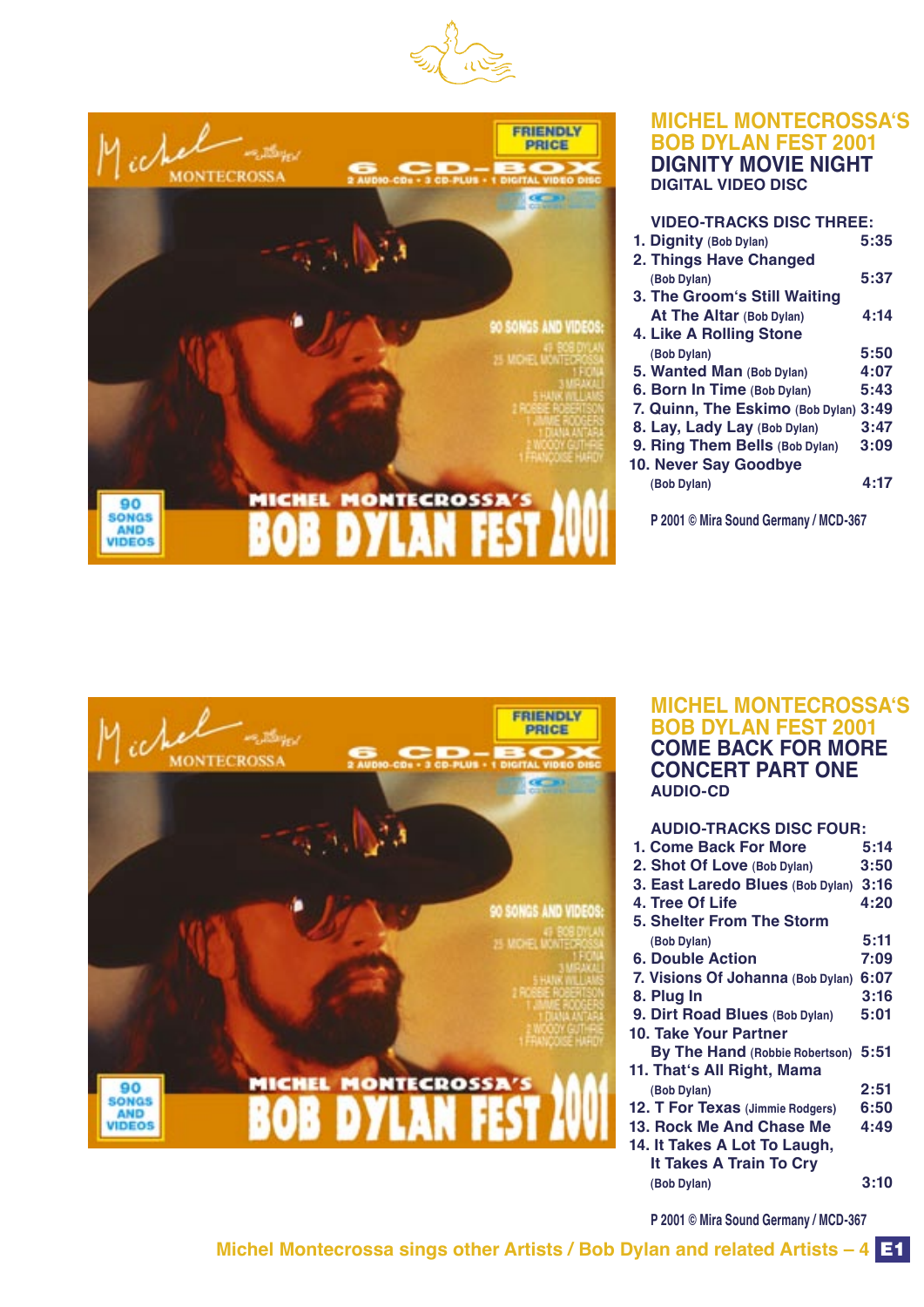## MICHEL MONTECROSSA'S BOB DYLAN FEST 2001
## DIGNITY MOVIE NIGHT
**DIGITAL VIDEO DISC**

**VIDEO-TRACKS DISC THREE:**

| | |
|---|---|
| 1. Dignity (Bob Dylan) | 5:35 |
| 2. Things Have Changed (Bob Dylan) | 5:37 |
| 3. The Groom's Still Waiting At The Altar (Bob Dylan) | 4:14 |
| 4. Like A Rolling Stone (Bob Dylan) | 5:50 |
| 5. Wanted Man (Bob Dylan) | 4:07 |
| 6. Born In Time (Bob Dylan) | 5:43 |
| 7. Quinn, The Eskimo (Bob Dylan) | 3:49 |
| 8. Lay, Lady Lay (Bob Dylan) | 3:47 |
| 9. Ring Them Bells (Bob Dylan) | 3:09 |
| 10. Never Say Goodbye (Bob Dylan) | 4:17 |

P 2001 © Mira Sound Germany / MCD-367

## MICHEL MONTECROSSA'S BOB DYLAN FEST 2001
## COME BACK FOR MORE CONCERT PART ONE
**AUDIO-CD**

**AUDIO-TRACKS DISC FOUR:**

| | |
|---|---|
| 1. Come Back For More | 5:14 |
| 2. Shot Of Love (Bob Dylan) | 3:50 |
| 3. East Laredo Blues (Bob Dylan) | 3:16 |
| 4. Tree Of Life | 4:20 |
| 5. Shelter From The Storm (Bob Dylan) | 5:11 |
| 6. Double Action | 7:09 |
| 7. Visions Of Johanna (Bob Dylan) | 6:07 |
| 8. Plug In | 3:16 |
| 9. Dirt Road Blues (Bob Dylan) | 5:01 |
| 10. Take Your Partner By The Hand (Robbie Robertson) | 5:51 |
| 11. That's All Right, Mama (Bob Dylan) | 2:51 |
| 12. T For Texas (Jimmie Rodgers) | 6:50 |
| 13. Rock Me And Chase Me | 4:49 |
| 14. It Takes A Lot To Laugh, It Takes A Train To Cry (Bob Dylan) | 3:10 |

P 2001 © Mira Sound Germany / MCD-367

Michel Montecrossa sings other Artists / Bob Dylan and related Artists – 4 **E1**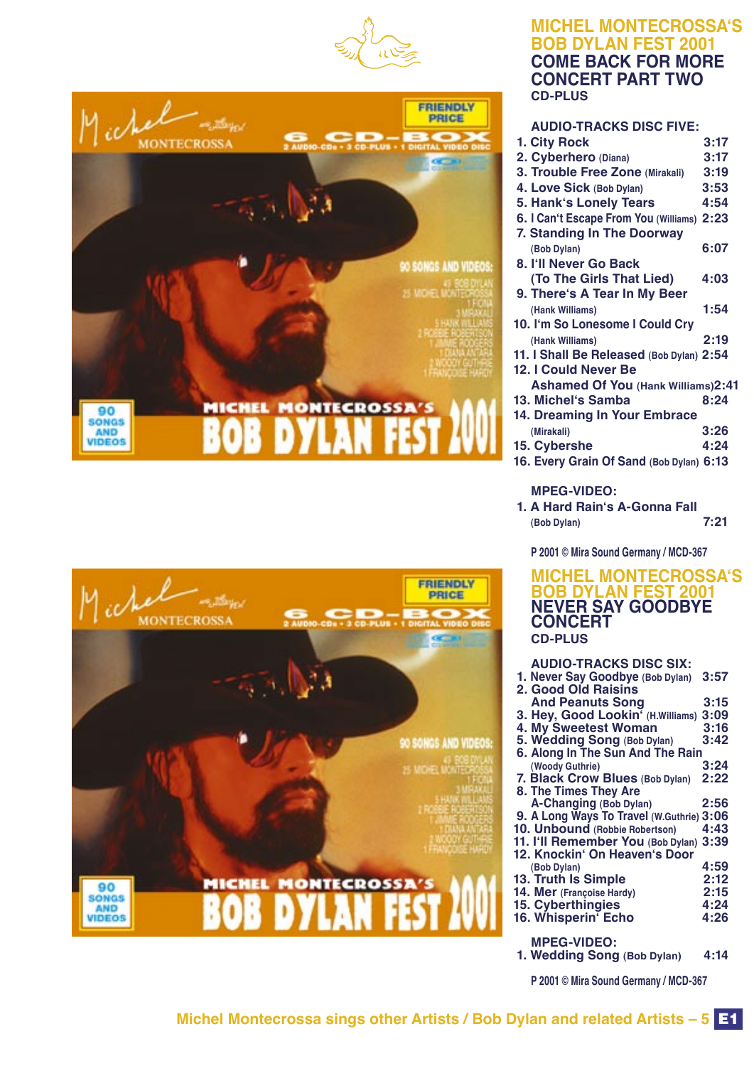## MICHEL MONTECROSSA'S BOB DYLAN FEST 2001 COME BACK FOR MORE CONCERT PART TWO

CD-PLUS

**AUDIO-TRACKS DISC FIVE:**

1. City Rock 3:17
2. Cyberhero (Diana) 3:17
3. Trouble Free Zone (Mirakali) 3:19
4. Love Sick (Bob Dylan) 3:53
5. Hank's Lonely Tears 4:54
6. I Can't Escape From You (Williams) 2:23
7. Standing In The Doorway (Bob Dylan) 6:07
8. I'll Never Go Back (To The Girls That Lied) 4:03
9. There's A Tear In My Beer (Hank Williams) 1:54
10. I'm So Lonesome I Could Cry (Hank Williams) 2:19
11. I Shall Be Released (Bob Dylan) 2:54
12. I Could Never Be Ashamed Of You (Hank Williams) 2:41
13. Michel's Samba 8:24
14. Dreaming In Your Embrace (Mirakali) 3:26
15. Cybershe 4:24
16. Every Grain Of Sand (Bob Dylan) 6:13

**MPEG-VIDEO:**

1. A Hard Rain's A-Gonna Fall (Bob Dylan) 7:21

P 2001 © Mira Sound Germany / MCD-367

## MICHEL MONTECROSSA'S BOB DYLAN FEST 2001 NEVER SAY GOODBYE CONCERT

CD-PLUS

**AUDIO-TRACKS DISC SIX:**

1. Never Say Goodbye (Bob Dylan) 3:57
2. Good Old Raisins And Peanuts Song 3:15
3. Hey, Good Lookin' (H.Williams) 3:09
4. My Sweetest Woman 3:16
5. Wedding Song (Bob Dylan) 3:42
6. Along In The Sun And The Rain (Woody Guthrie) 3:24
7. Black Crow Blues (Bob Dylan) 2:22
8. The Times They Are A-Changing (Bob Dylan) 2:56
9. A Long Ways To Travel (W.Guthrie) 3:06
10. Unbound (Robbie Robertson) 4:43
11. I'll Remember You (Bob Dylan) 3:39
12. Knockin' On Heaven's Door (Bob Dylan) 4:59
13. Truth Is Simple 2:12
14. Mer (Françoise Hardy) 2:15
15. Cyberthingies 4:24
16. Whisperin' Echo 4:26

**MPEG-VIDEO:**

1. Wedding Song (Bob Dylan) 4:14

P 2001 © Mira Sound Germany / MCD-367

Michel Montecrossa sings other Artists / Bob Dylan and related Artists – 5 E1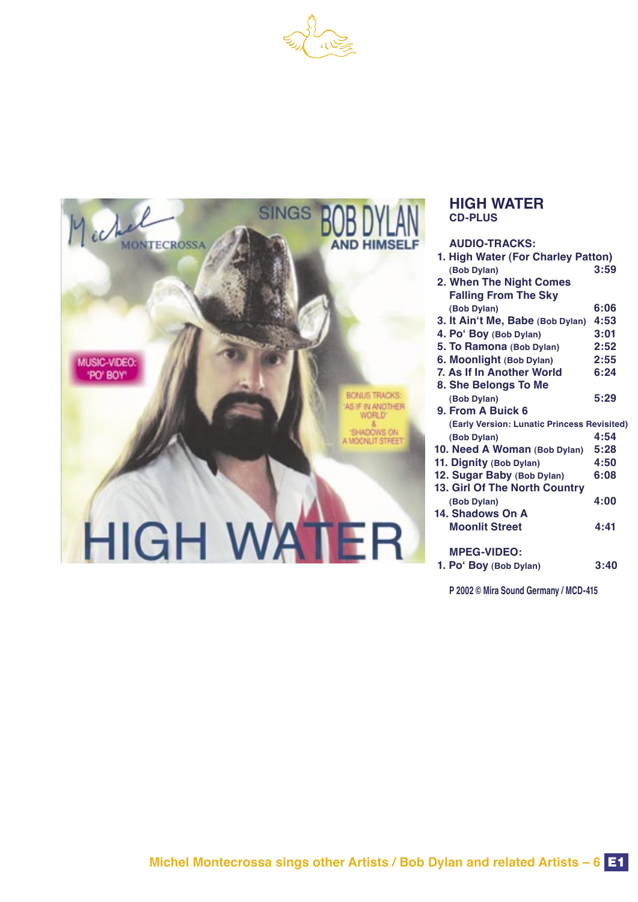## HIGH WATER

**CD-PLUS**

**AUDIO-TRACKS:**

1. **High Water (For Charley Patton)** (Bob Dylan) 3:59
2. **When The Night Comes Falling From The Sky** (Bob Dylan) 6:06
3. **It Ain't Me, Babe** (Bob Dylan) 4:53
4. **Po' Boy** (Bob Dylan) 3:01
5. **To Ramona** (Bob Dylan) 2:52
6. **Moonlight** (Bob Dylan) 2:55
7. **As If In Another World** 6:24
8. **She Belongs To Me** (Bob Dylan) 5:29
9. **From A Buick 6** (Early Version: Lunatic Princess Revisited) (Bob Dylan) 4:54
10. **Need A Woman** (Bob Dylan) 5:28
11. **Dignity** (Bob Dylan) 4:50
12. **Sugar Baby** (Bob Dylan) 6:08
13. **Girl Of The North Country** (Bob Dylan) 4:00
14. **Shadows On A Moonlit Street** 4:41

**MPEG-VIDEO:**

1. **Po' Boy** (Bob Dylan) 3:40

P 2002 © Mira Sound Germany / MCD-415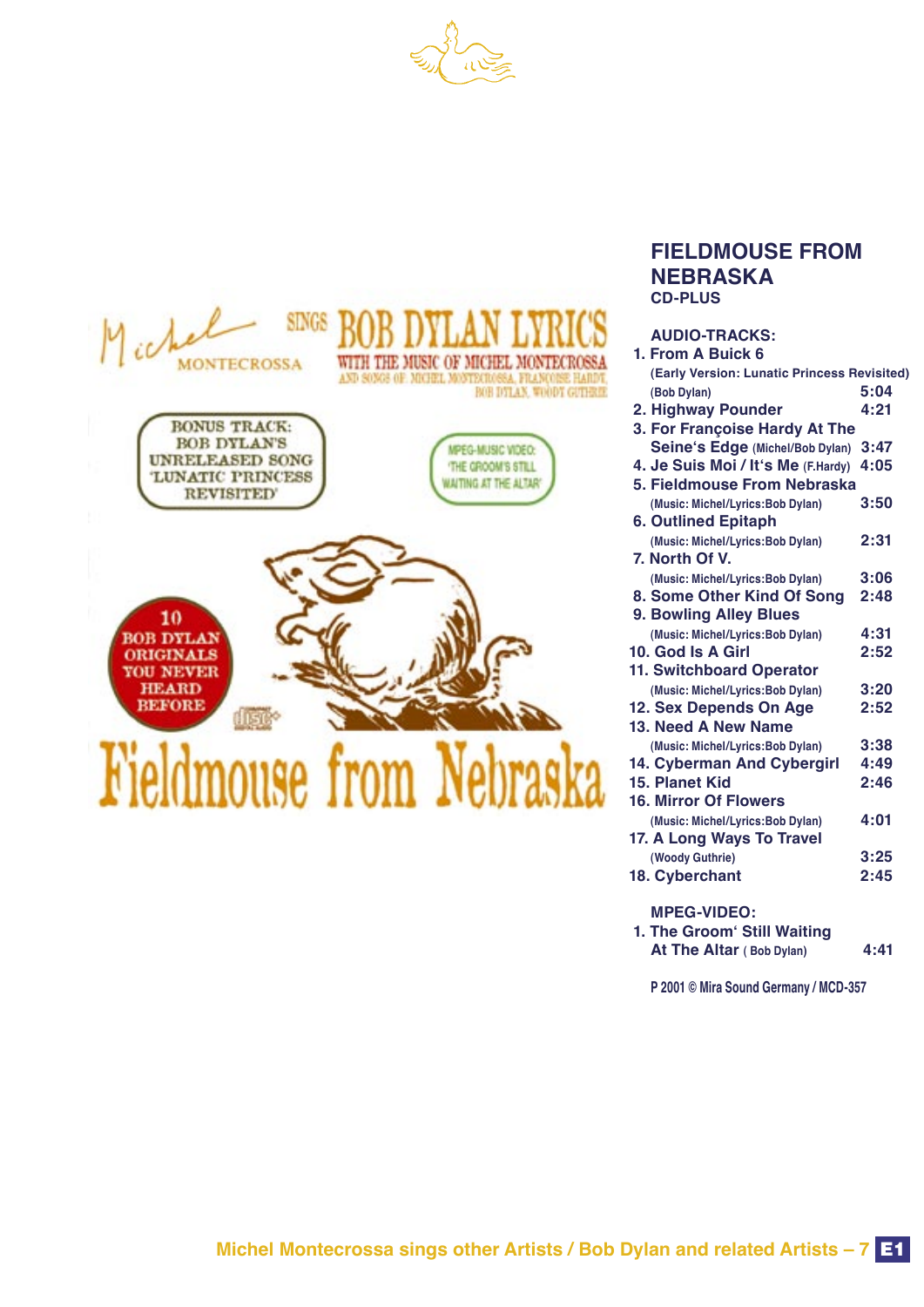## FIELDMOUSE FROM NEBRASKA

**CD-PLUS**

**AUDIO-TRACKS:**

1. **From A Buick 6**
   **(Early Version: Lunatic Princess Revisited)**
   (Bob Dylan) 5:04
2. **Highway Pounder** 4:21
3. **For Françoise Hardy At The Seine's Edge** (Michel/Bob Dylan) 3:47
4. **Je Suis Moi / It's Me** (F.Hardy) 4:05
5. **Fieldmouse From Nebraska**
   (Music: Michel/Lyrics:Bob Dylan) 3:50
6. **Outlined Epitaph**
   (Music: Michel/Lyrics:Bob Dylan) 2:31
7. **North Of V.**
   (Music: Michel/Lyrics:Bob Dylan) 3:06
8. **Some Other Kind Of Song** 2:48
9. **Bowling Alley Blues**
   (Music: Michel/Lyrics:Bob Dylan) 4:31
10. **God Is A Girl** 2:52
11. **Switchboard Operator**
    (Music: Michel/Lyrics:Bob Dylan) 3:20
12. **Sex Depends On Age** 2:52
13. **Need A New Name**
    (Music: Michel/Lyrics:Bob Dylan) 3:38
14. **Cyberman And Cybergirl** 4:49
15. **Planet Kid** 2:46
16. **Mirror Of Flowers**
    (Music: Michel/Lyrics:Bob Dylan) 4:01
17. **A Long Ways To Travel**
    (Woody Guthrie) 3:25
18. **Cyberchant** 2:45

**MPEG-VIDEO:**

1. **The Groom' Still Waiting At The Altar** ( Bob Dylan) 4:41

P 2001 © Mira Sound Germany / MCD-357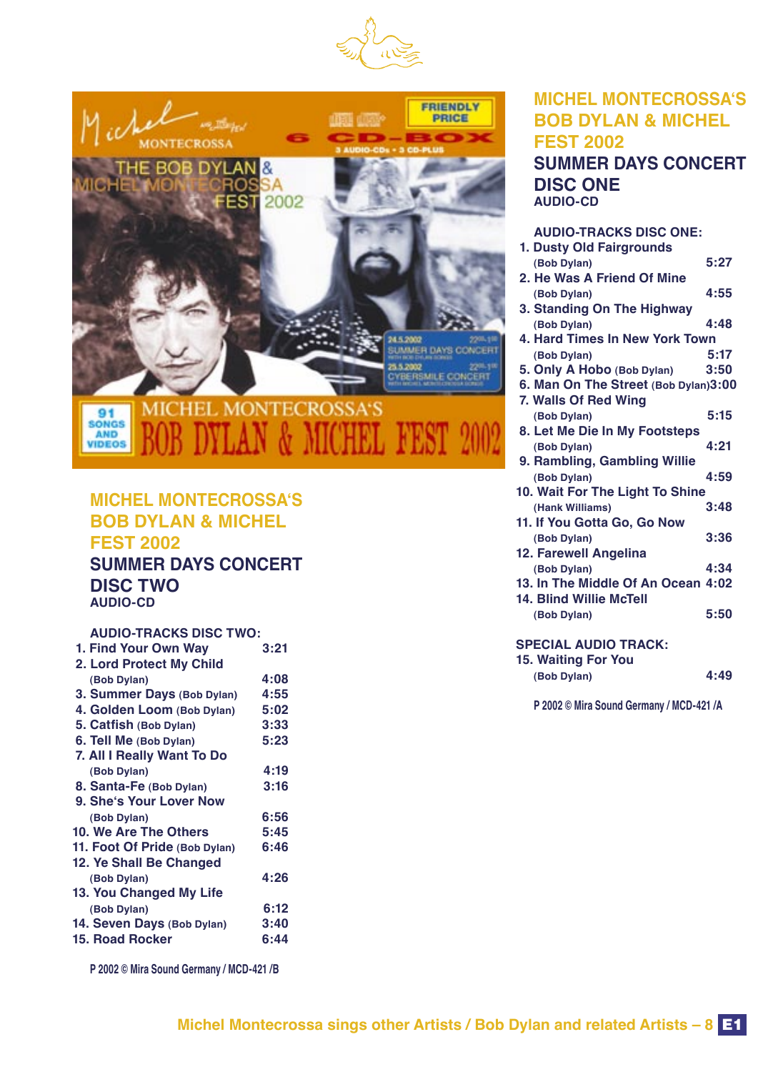## MICHEL MONTECROSSA'S BOB DYLAN & MICHEL FEST 2002

### SUMMER DAYS CONCERT DISC TWO

AUDIO-CD

**AUDIO-TRACKS DISC TWO:**

1. Find Your Own Way — 3:21
2. Lord Protect My Child (Bob Dylan) — 4:08
3. Summer Days (Bob Dylan) — 4:55
4. Golden Loom (Bob Dylan) — 5:02
5. Catfish (Bob Dylan) — 3:33
6. Tell Me (Bob Dylan) — 5:23
7. All I Really Want To Do (Bob Dylan) — 4:19
8. Santa-Fe (Bob Dylan) — 3:16
9. She's Your Lover Now (Bob Dylan) — 6:56
10. We Are The Others — 5:45
11. Foot Of Pride (Bob Dylan) — 6:46
12. Ye Shall Be Changed (Bob Dylan) — 4:26
13. You Changed My Life (Bob Dylan) — 6:12
14. Seven Days (Bob Dylan) — 3:40
15. Road Rocker — 6:44

P 2002 © Mira Sound Germany / MCD-421 /B

## MICHEL MONTECROSSA'S BOB DYLAN & MICHEL FEST 2002

### SUMMER DAYS CONCERT DISC ONE

AUDIO-CD

**AUDIO-TRACKS DISC ONE:**

1. Dusty Old Fairgrounds (Bob Dylan) — 5:27
2. He Was A Friend Of Mine (Bob Dylan) — 4:55
3. Standing On The Highway (Bob Dylan) — 4:48
4. Hard Times In New York Town (Bob Dylan) — 5:17
5. Only A Hobo (Bob Dylan) — 3:50
6. Man On The Street (Bob Dylan) — 3:00
7. Walls Of Red Wing (Bob Dylan) — 5:15
8. Let Me Die In My Footsteps (Bob Dylan) — 4:21
9. Rambling, Gambling Willie (Bob Dylan) — 4:59
10. Wait For The Light To Shine (Hank Williams) — 3:48
11. If You Gotta Go, Go Now (Bob Dylan) — 3:36
12. Farewell Angelina (Bob Dylan) — 4:34
13. In The Middle Of An Ocean — 4:02
14. Blind Willie McTell (Bob Dylan) — 5:50

**SPECIAL AUDIO TRACK:**

15. Waiting For You (Bob Dylan) — 4:49

P 2002 © Mira Sound Germany / MCD-421 /A

Michel Montecrossa sings other Artists / Bob Dylan and related Artists – 8 E1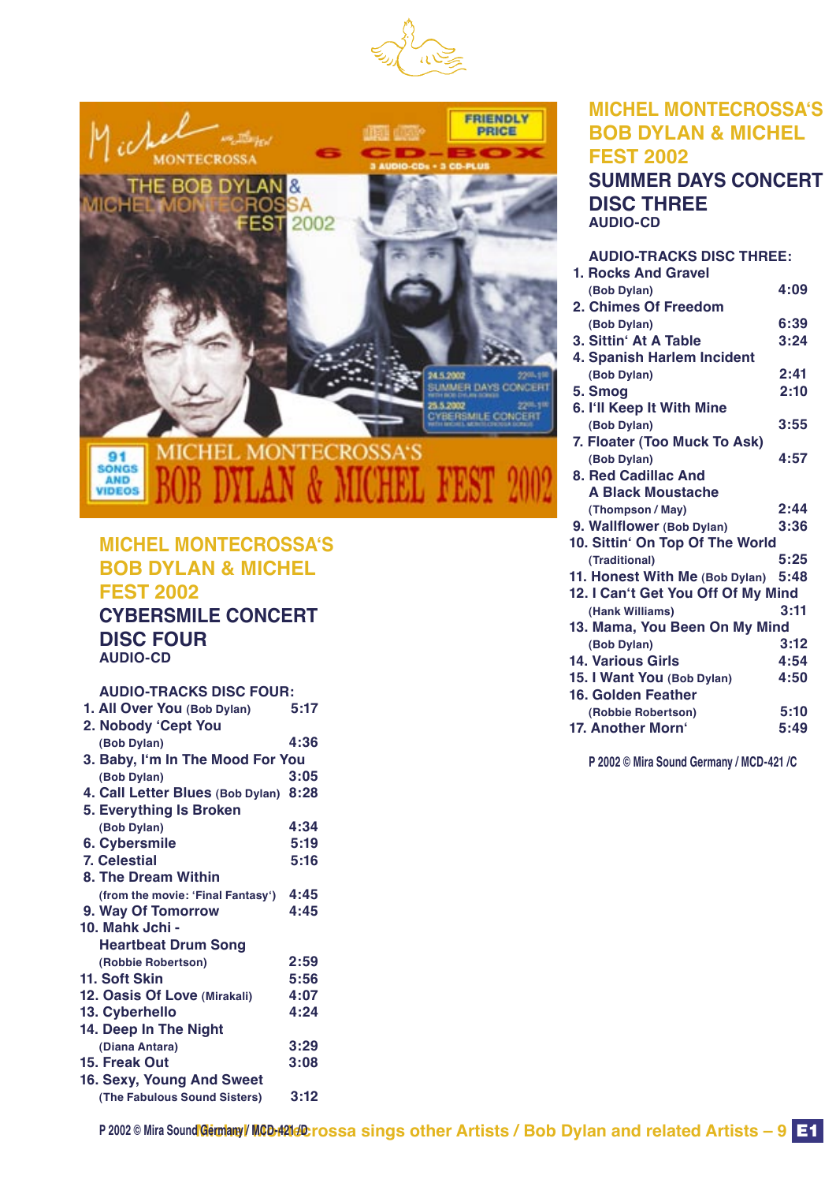## MICHEL MONTECROSSA'S BOB DYLAN & MICHEL FEST 2002

## CYBERSMILE CONCERT DISC FOUR

AUDIO-CD

**AUDIO-TRACKS DISC FOUR:**

1. All Over You (Bob Dylan) 5:17
2. Nobody 'Cept You (Bob Dylan) 4:36
3. Baby, I'm In The Mood For You (Bob Dylan) 3:05
4. Call Letter Blues (Bob Dylan) 8:28
5. Everything Is Broken (Bob Dylan) 4:34
6. Cybersmile 5:19
7. Celestial 5:16
8. The Dream Within (from the movie: 'Final Fantasy') 4:45
9. Way Of Tomorrow 4:45
10. Mahk Jchi - Heartbeat Drum Song (Robbie Robertson) 2:59
11. Soft Skin 5:56
12. Oasis Of Love (Mirakali) 4:07
13. Cyberhello 4:24
14. Deep In The Night (Diana Antara) 3:29
15. Freak Out 3:08
16. Sexy, Young And Sweet (The Fabulous Sound Sisters) 3:12

P 2002 © Mira Sound Germany / MCD-421 /D

## MICHEL MONTECROSSA'S BOB DYLAN & MICHEL FEST 2002

## SUMMER DAYS CONCERT DISC THREE

AUDIO-CD

**AUDIO-TRACKS DISC THREE:**

1. Rocks And Gravel (Bob Dylan) 4:09
2. Chimes Of Freedom (Bob Dylan) 6:39
3. Sittin' At A Table 3:24
4. Spanish Harlem Incident (Bob Dylan) 2:41
5. Smog 2:10
6. I'll Keep It With Mine (Bob Dylan) 3:55
7. Floater (Too Muck To Ask) (Bob Dylan) 4:57
8. Red Cadillac And A Black Moustache (Thompson / May) 2:44
9. Wallflower (Bob Dylan) 3:36
10. Sittin' On Top Of The World (Traditional) 5:25
11. Honest With Me (Bob Dylan) 5:48
12. I Can't Get You Off Of My Mind (Hank Williams) 3:11
13. Mama, You Been On My Mind (Bob Dylan) 3:12
14. Various Girls 4:54
15. I Want You (Bob Dylan) 4:50
16. Golden Feather (Robbie Robertson) 5:10
17. Another Morn' 5:49

P 2002 © Mira Sound Germany / MCD-421 /C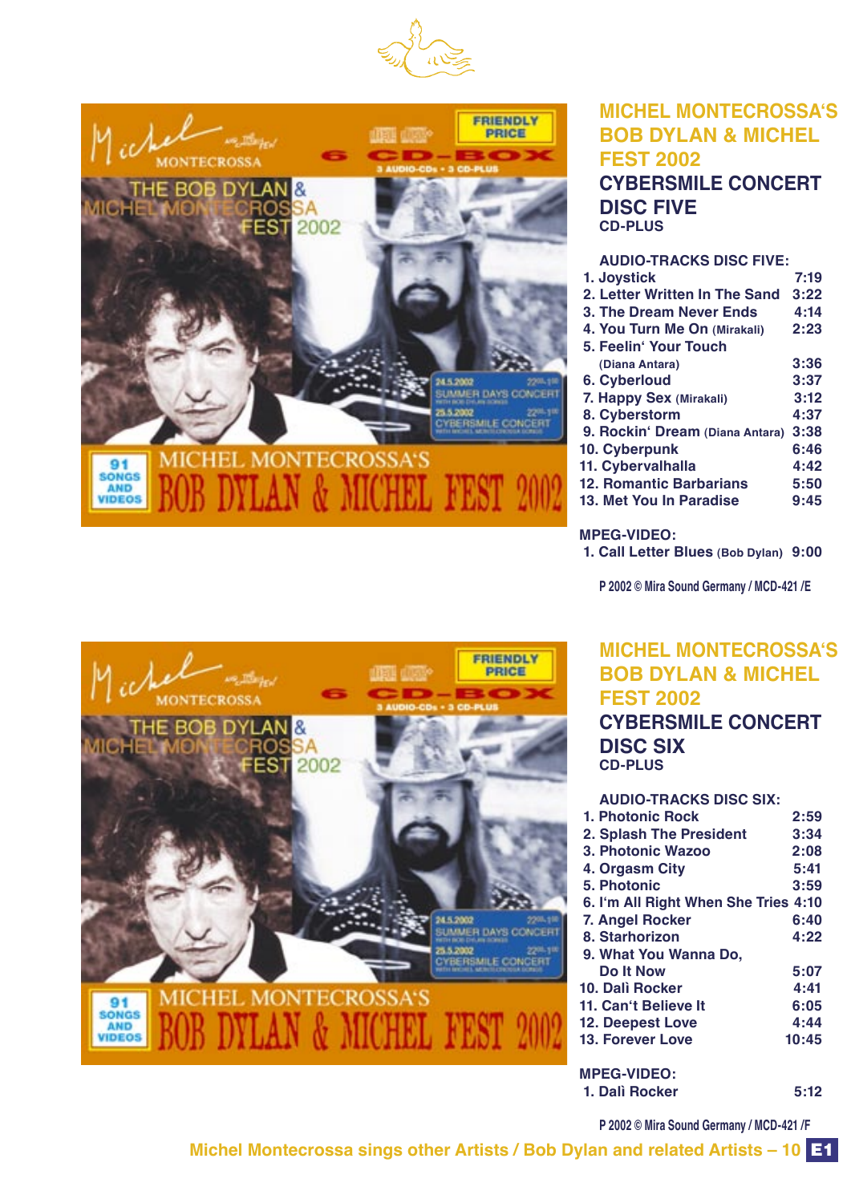## MICHEL MONTECROSSA'S BOB DYLAN & MICHEL FEST 2002

## CYBERSMILE CONCERT DISC FIVE

**CD-PLUS**

**AUDIO-TRACKS DISC FIVE:**

1. Joystick 7:19
2. Letter Written In The Sand 3:22
3. The Dream Never Ends 4:14
4. You Turn Me On (Mirakali) 2:23
5. Feelin' Your Touch (Diana Antara) 3:36
6. Cyberloud 3:37
7. Happy Sex (Mirakali) 3:12
8. Cyberstorm 4:37
9. Rockin' Dream (Diana Antara) 3:38
10. Cyberpunk 6:46
11. Cybervalhalla 4:42
12. Romantic Barbarians 5:50
13. Met You In Paradise 9:45

**MPEG-VIDEO:**

1. Call Letter Blues (Bob Dylan) 9:00

P 2002 © Mira Sound Germany / MCD-421 /E

## MICHEL MONTECROSSA'S BOB DYLAN & MICHEL FEST 2002

## CYBERSMILE CONCERT DISC SIX

**CD-PLUS**

**AUDIO-TRACKS DISC SIX:**

1. Photonic Rock 2:59
2. Splash The President 3:34
3. Photonic Wazoo 2:08
4. Orgasm City 5:41
5. Photonic 3:59
6. I'm All Right When She Tries 4:10
7. Angel Rocker 6:40
8. Starhorizon 4:22
9. What You Wanna Do, Do It Now 5:07
10. Dalì Rocker 4:41
11. Can't Believe It 6:05
12. Deepest Love 4:44
13. Forever Love 10:45

**MPEG-VIDEO:**

1. Dalì Rocker 5:12

P 2002 © Mira Sound Germany / MCD-421 /F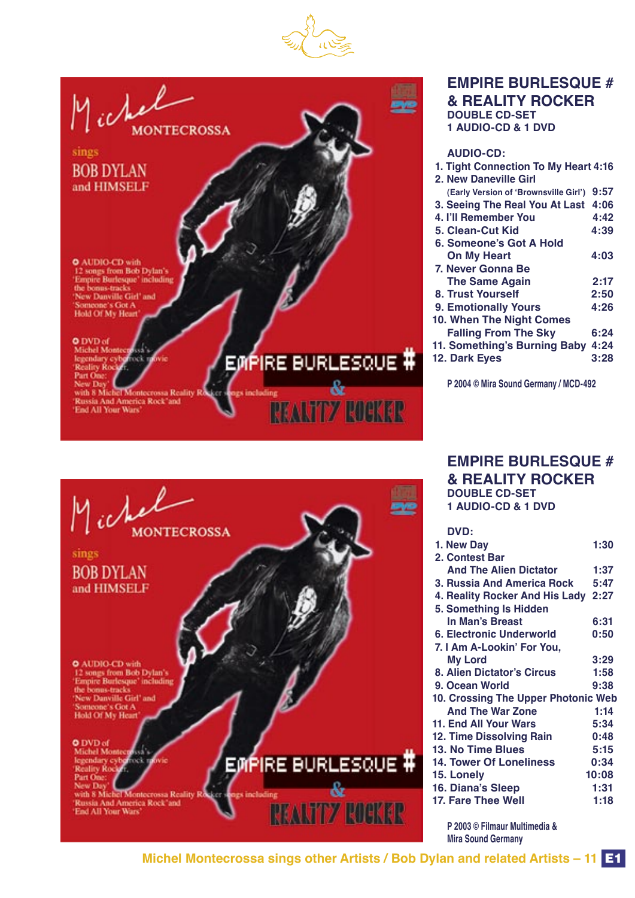## EMPIRE BURLESQUE # & REALITY ROCKER

**DOUBLE CD-SET**
**1 AUDIO-CD & 1 DVD**

**AUDIO-CD:**

| | |
|---|---|
| 1. Tight Connection To My Heart | 4:16 |
| 2. New Daneville Girl (Early Version of 'Brownsville Girl') | 9:57 |
| 3. Seeing The Real You At Last | 4:06 |
| 4. I'll Remember You | 4:42 |
| 5. Clean-Cut Kid | 4:39 |
| 6. Someone's Got A Hold On My Heart | 4:03 |
| 7. Never Gonna Be The Same Again | 2:17 |
| 8. Trust Yourself | 2:50 |
| 9. Emotionally Yours | 4:26 |
| 10. When The Night Comes Falling From The Sky | 6:24 |
| 11. Something's Burning Baby | 4:24 |
| 12. Dark Eyes | 3:28 |

P 2004 © Mira Sound Germany / MCD-492

## EMPIRE BURLESQUE # & REALITY ROCKER

**DOUBLE CD-SET**
**1 AUDIO-CD & 1 DVD**

**DVD:**

| | |
|---|---|
| 1. New Day | 1:30 |
| 2. Contest Bar And The Alien Dictator | 1:37 |
| 3. Russia And America Rock | 5:47 |
| 4. Reality Rocker And His Lady | 2:27 |
| 5. Something Is Hidden In Man's Breast | 6:31 |
| 6. Electronic Underworld | 0:50 |
| 7. I Am A-Lookin' For You, My Lord | 3:29 |
| 8. Alien Dictator's Circus | 1:58 |
| 9. Ocean World | 9:38 |
| 10. Crossing The Upper Photonic Web And The War Zone | 1:14 |
| 11. End All Your Wars | 5:34 |
| 12. Time Dissolving Rain | 0:48 |
| 13. No Time Blues | 5:15 |
| 14. Tower Of Loneliness | 0:34 |
| 15. Lonely | 10:08 |
| 16. Diana's Sleep | 1:31 |
| 17. Fare Thee Well | 1:18 |

P 2003 © Filmaur Multimedia & Mira Sound Germany

Michel Montecrossa sings other Artists / Bob Dylan and related Artists – 11 E1